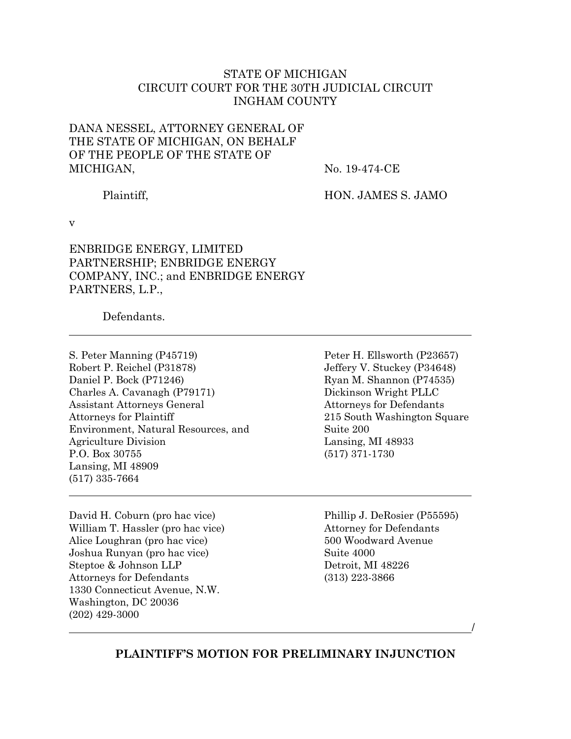STATE OF MICHIGAN
CIRCUIT COURT FOR THE 30TH JUDICIAL CIRCUIT
INGHAM COUNTY

DANA NESSEL, ATTORNEY GENERAL OF THE STATE OF MICHIGAN, ON BEHALF OF THE PEOPLE OF THE STATE OF MICHIGAN,

Plaintiff,

No. 19-474-CE

HON. JAMES S. JAMO

v

ENBRIDGE ENERGY, LIMITED PARTNERSHIP; ENBRIDGE ENERGY COMPANY, INC.; and ENBRIDGE ENERGY PARTNERS, L.P.,

Defendants.

---

S. Peter Manning (P45719)
Robert P. Reichel (P31878)
Daniel P. Bock (P71246)
Charles A. Cavanagh (P79171)
Assistant Attorneys General
Attorneys for Plaintiff
Environment, Natural Resources, and Agriculture Division
P.O. Box 30755
Lansing, MI 48909
(517) 335-7664

Peter H. Ellsworth (P23657)
Jeffery V. Stuckey (P34648)
Ryan M. Shannon (P74535)
Dickinson Wright PLLC
Attorneys for Defendants
215 South Washington Square
Suite 200
Lansing, MI 48933
(517) 371-1730

---

David H. Coburn (pro hac vice)
William T. Hassler (pro hac vice)
Alice Loughran (pro hac vice)
Joshua Runyan (pro hac vice)
Steptoe & Johnson LLP
Attorneys for Defendants
1330 Connecticut Avenue, N.W.
Washington, DC 20036
(202) 429-3000

Phillip J. DeRosier (P55595)
Attorney for Defendants
500 Woodward Avenue
Suite 4000
Detroit, MI 48226
(313) 223-3866

---

**PLAINTIFF'S MOTION FOR PRELIMINARY INJUNCTION**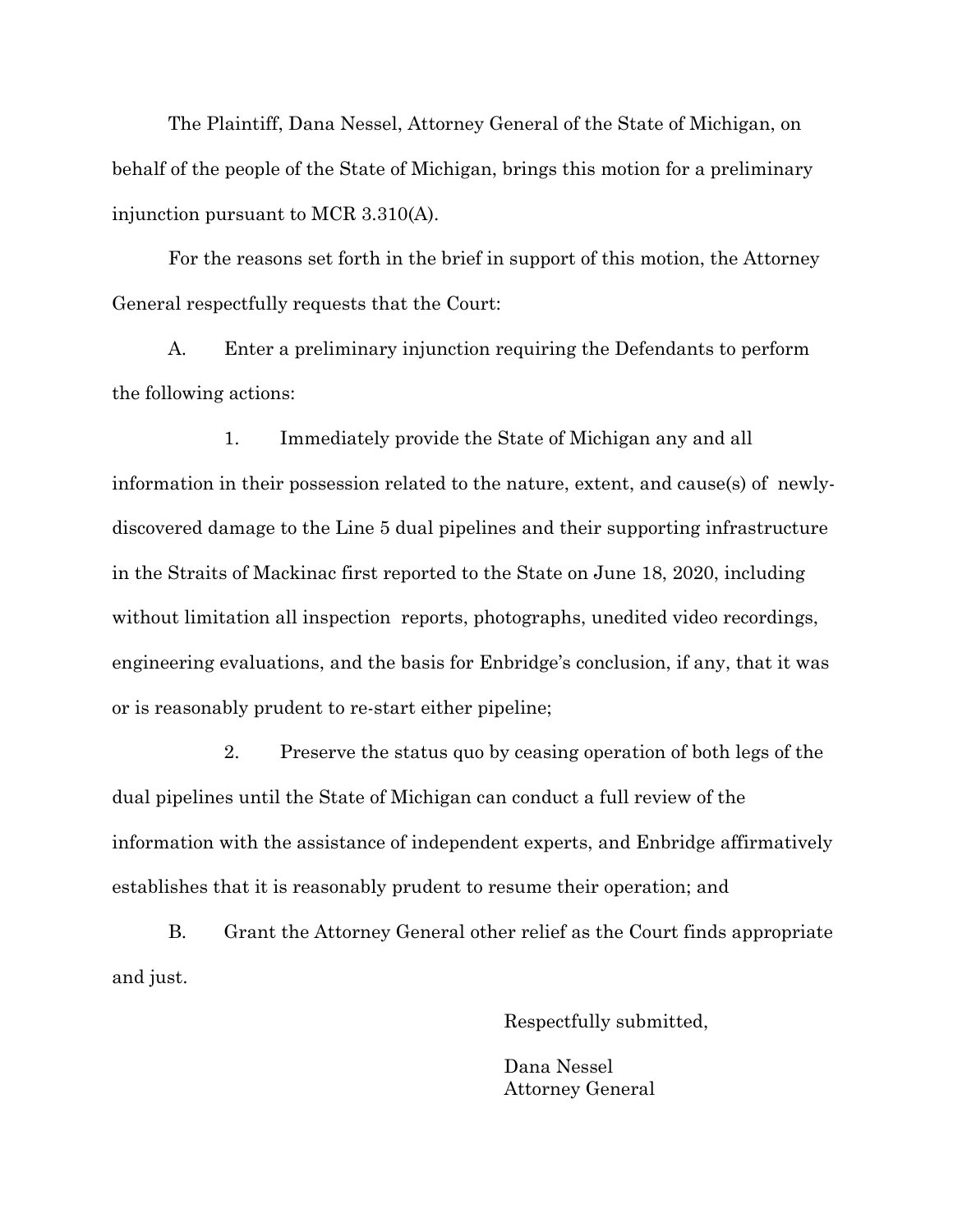The Plaintiff, Dana Nessel, Attorney General of the State of Michigan, on behalf of the people of the State of Michigan, brings this motion for a preliminary injunction pursuant to MCR 3.310(A).

For the reasons set forth in the brief in support of this motion, the Attorney General respectfully requests that the Court:

A. Enter a preliminary injunction requiring the Defendants to perform the following actions:

1. Immediately provide the State of Michigan any and all information in their possession related to the nature, extent, and cause(s) of newly-discovered damage to the Line 5 dual pipelines and their supporting infrastructure in the Straits of Mackinac first reported to the State on June 18, 2020, including without limitation all inspection reports, photographs, unedited video recordings, engineering evaluations, and the basis for Enbridge's conclusion, if any, that it was or is reasonably prudent to re-start either pipeline;

2. Preserve the status quo by ceasing operation of both legs of the dual pipelines until the State of Michigan can conduct a full review of the information with the assistance of independent experts, and Enbridge affirmatively establishes that it is reasonably prudent to resume their operation; and

B. Grant the Attorney General other relief as the Court finds appropriate and just.

Respectfully submitted,

Dana Nessel
Attorney General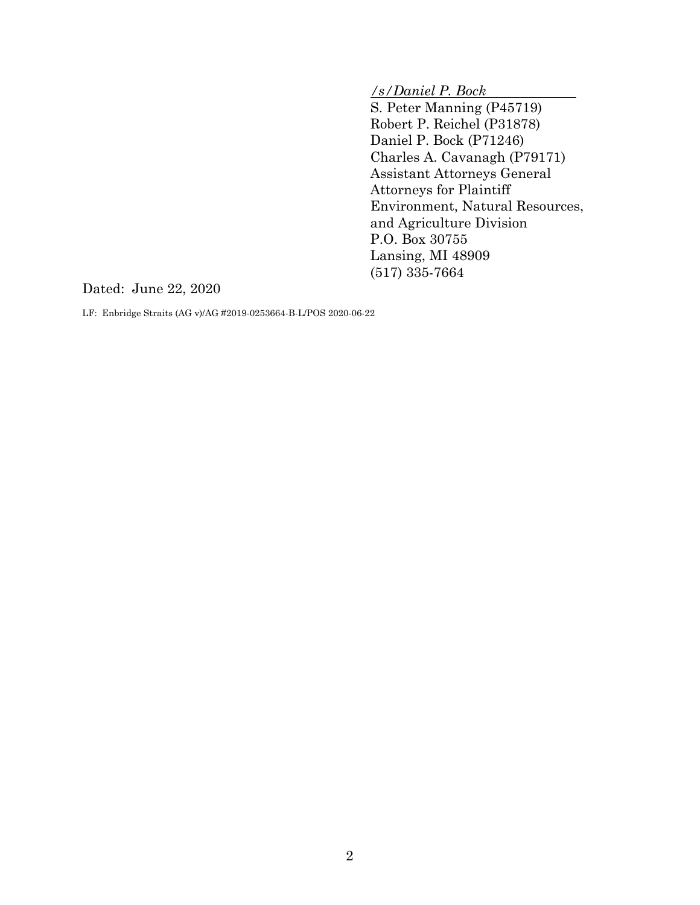*/s/Daniel P. Bock*
S. Peter Manning (P45719)
Robert P. Reichel (P31878)
Daniel P. Bock (P71246)
Charles A. Cavanagh (P79171)
Assistant Attorneys General
Attorneys for Plaintiff
Environment, Natural Resources,
and Agriculture Division
P.O. Box 30755
Lansing, MI 48909
(517) 335-7664

Dated: June 22, 2020

LF: Enbridge Straits (AG v)/AG #2019-0253664-B-L/POS 2020-06-22